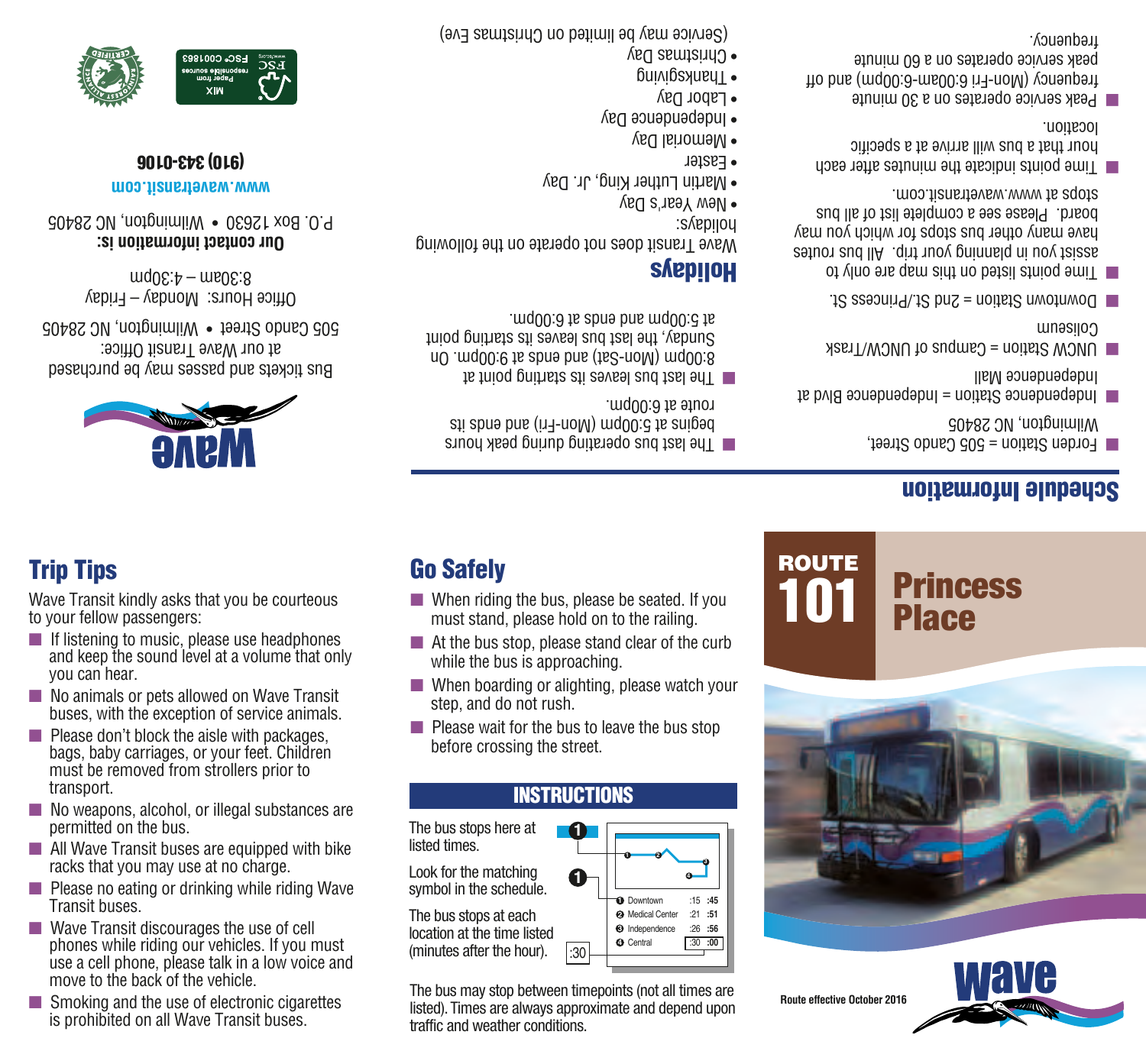# Schedule Information

- Forden Station = 505 Cando Street, Wilmington, NC 28405
- Independence Station = Independence Blvd at Independence Mall
- UNCW Station = Campus of UNCW/Trask Coliseum
- Downtown Station = 2nd St./Princess St.
- Time points listed on this map are only to assist you in planning your trip. All bus routes have many other bus stops for which you may board. Please see a complete list of all bus stops at www.wavetransit.com.
- Time points indicate the minutes after each hour that a bus will arrive at a specific location.
- Peak service operates on a 30 minute frequency (Mon-Fri 6:00am-6:00pm) and off peak service operates on a 60 minute frequency.

- The last bus operating during peak hours begins its 5:00pm (Mon-Fri) and ends its route at 6:00pm.
- The last bus leaves its starting point at 8:00pm (Mon-Sat) and ends at 9:00pm. On Sunday, the last bus leaves its starting point at 5:00pm and ends at 6:00pm.

## Holidays

Wave Transit does not operate on the following holidays:

- New Year's Day
- Martin Luther King, Jr. Day
- Easter
- Memorial Day
- Independence Day
- Labor Day
- Thanksgiving
- Christmas Day

(Service may be limited on Christmas Eve)

Wave

Bus tickets and passes may be purchased at our Wave Transit Office:
505 Cando Street • Wilmington, NC 28405

Office Hours: Monday – Friday
8:30am – 4:30pm

**Our contact information is:**
P.O. Box 12630 • Wilmington, NC 28405

www.wavetransit.com

**(910) 343-0106**

FSC MIX Paper from responsible sources FSC C001863

Rainforest Alliance Certified

## Trip Tips

Wave Transit kindly asks that you be courteous to your fellow passengers:

- If listening to music, please use headphones and keep the sound level at a volume that only you can hear.
- No animals or pets allowed on Wave Transit buses, with the exception of service animals.
- Please don't block the aisle with packages, bags, baby carriages, or your feet. Children must be removed from strollers prior to transport.
- No weapons, alcohol, or illegal substances are permitted on the bus.
- All Wave Transit buses are equipped with bike racks that you may use at no charge.
- Please no eating or drinking while riding Wave Transit buses.
- Wave Transit discourages the use of cell phones while riding our vehicles. If you must use a cell phone, please talk in a low voice and move to the back of the vehicle.
- Smoking and the use of electronic cigarettes is prohibited on all Wave Transit buses.

## Go Safely

- When riding the bus, please be seated. If you must stand, please hold on to the railing.
- At the bus stop, please stand clear of the curb while the bus is approaching.
- When boarding or alighting, please watch your step, and do not rush.
- Please wait for the bus to leave the bus stop before crossing the street.

## INSTRUCTIONS

The bus stops here at listed times.

Look for the matching symbol in the schedule.

The bus stops at each location at the time listed (minutes after the hour).

| | | |
|---|---|---|
| ❶ Downtown | :15 | :45 |
| ❷ Medical Center | :21 | :51 |
| ❸ Independence | :26 | :56 |
| ❹ Central | :30 | :00 |

The bus may stop between timepoints (not all times are listed). Times are always approximate and depend upon traffic and weather conditions.

# ROUTE 101 Princess Place

Route effective October 2016

Wave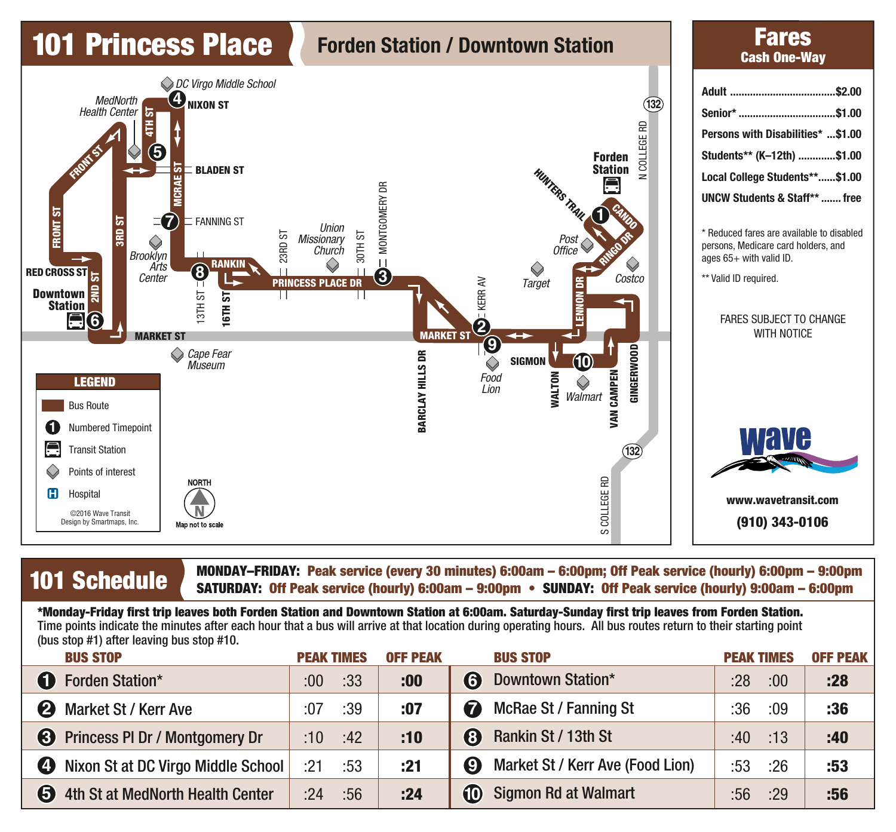# 101 Princess Place

## Forden Station / Downtown Station

NIXON ST
DC Virgo Middle School
MedNorth Health Center
4TH ST
FRONT ST
BLADEN ST
MCRAE ST
FANNING ST
FRONT ST
3RD ST
Brooklyn Arts Center
RED CROSS ST
2ND ST
Downtown Station
MARKET ST
Cape Fear Museum
RANKIN
13TH ST
16TH ST
23RD ST
Union Missionary Church
30TH ST
MONTGOMERY DR
PRINCESS PLACE DR
BARCLAY HILLS DR
MARKET ST
KERR AV
Food Lion
SIGMON
Target
Post Office
HUNTERS TRAIL
Forden Station
CANDO
RINGO DR
Costco
LENNON DR
WALTON
Walmart
VAN CAMPEN
GINGERWOOD
N COLLEGE RD
S COLLEGE RD
132

### LEGEND

- Bus Route
- Numbered Timepoint
- Transit Station
- Points of interest
- Hospital

©2016 Wave Transit
Design by Smartmaps, Inc.

NORTH
Map not to scale

## Fares

### Cash One-Way

| | |
|---|---|
| Adult | $2.00 |
| Senior* | $1.00 |
| Persons with Disabilities* | $1.00 |
| Students** (K–12th) | $1.00 |
| Local College Students** | $1.00 |
| UNCW Students & Staff** | free |

* Reduced fares are available to disabled persons, Medicare card holders, and ages 65+ with valid ID.

** Valid ID required.

FARES SUBJECT TO CHANGE WITH NOTICE

wave

www.wavetransit.com

(910) 343-0106

## 101 Schedule

**MONDAY–FRIDAY:** Peak service (every 30 minutes) 6:00am – 6:00pm; Off Peak service (hourly) 6:00pm – 9:00pm
**SATURDAY:** Off Peak service (hourly) 6:00am – 9:00pm • **SUNDAY:** Off Peak service (hourly) 9:00am – 6:00pm

**\*Monday-Friday first trip leaves both Forden Station and Downtown Station at 6:00am. Saturday-Sunday first trip leaves from Forden Station.**
Time points indicate the minutes after each hour that a bus will arrive at that location during operating hours. All bus routes return to their starting point (bus stop #1) after leaving bus stop #10.

| BUS STOP | PEAK TIMES | | OFF PEAK | BUS STOP | PEAK TIMES | | OFF PEAK |
|---|---|---|---|---|---|---|---|
| 1 Forden Station* | :00 | :33 | **:00** | 6 Downtown Station* | :28 | :00 | **:28** |
| 2 Market St / Kerr Ave | :07 | :39 | **:07** | 7 McRae St / Fanning St | :36 | :09 | **:36** |
| 3 Princess Pl Dr / Montgomery Dr | :10 | :42 | **:10** | 8 Rankin St / 13th St | :40 | :13 | **:40** |
| 4 Nixon St at DC Virgo Middle School | :21 | :53 | **:21** | 9 Market St / Kerr Ave (Food Lion) | :53 | :26 | **:53** |
| 5 4th St at MedNorth Health Center | :24 | :56 | **:24** | 10 Sigmon Rd at Walmart | :56 | :29 | **:56** |